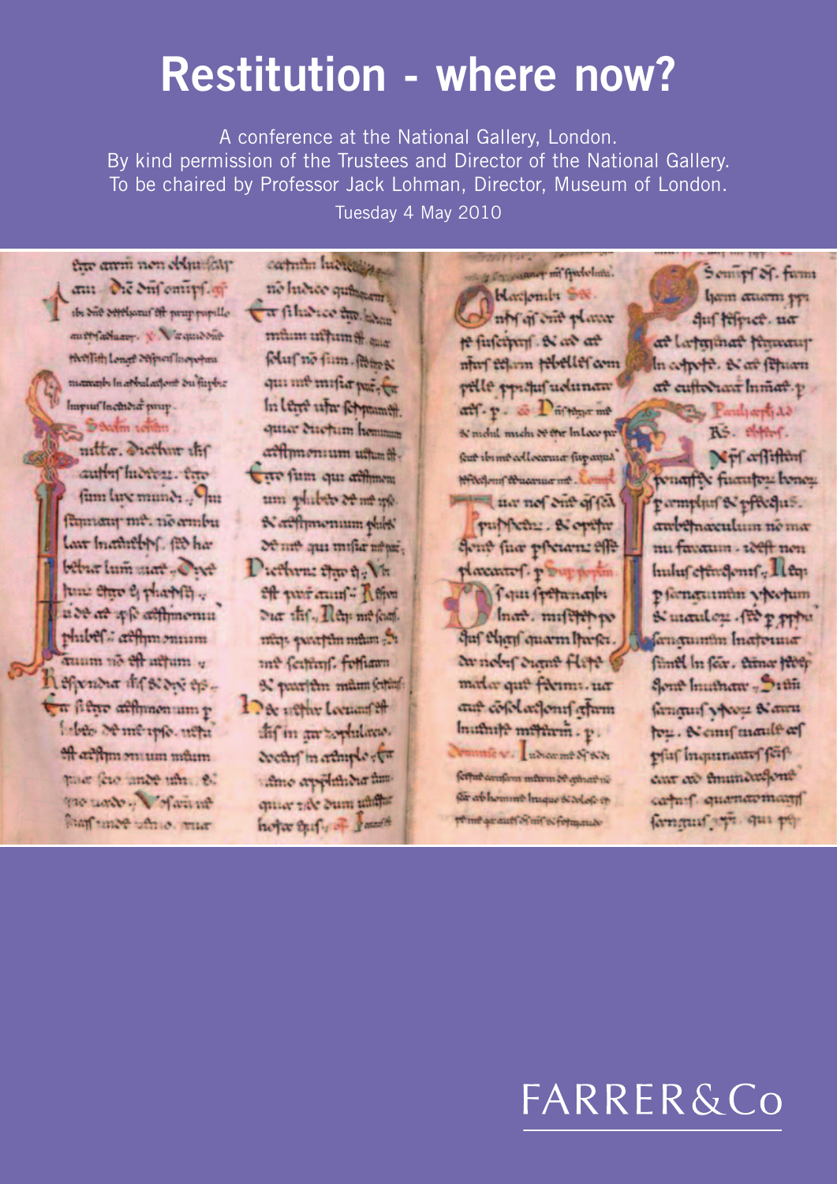# Restitution - where now?

A conference at the National Gallery, London.
By kind permission of the Trustees and Director of the National Gallery.
To be chaired by Professor Jack Lohman, Director, Museum of London.
Tuesday 4 May 2010

FARRER&Co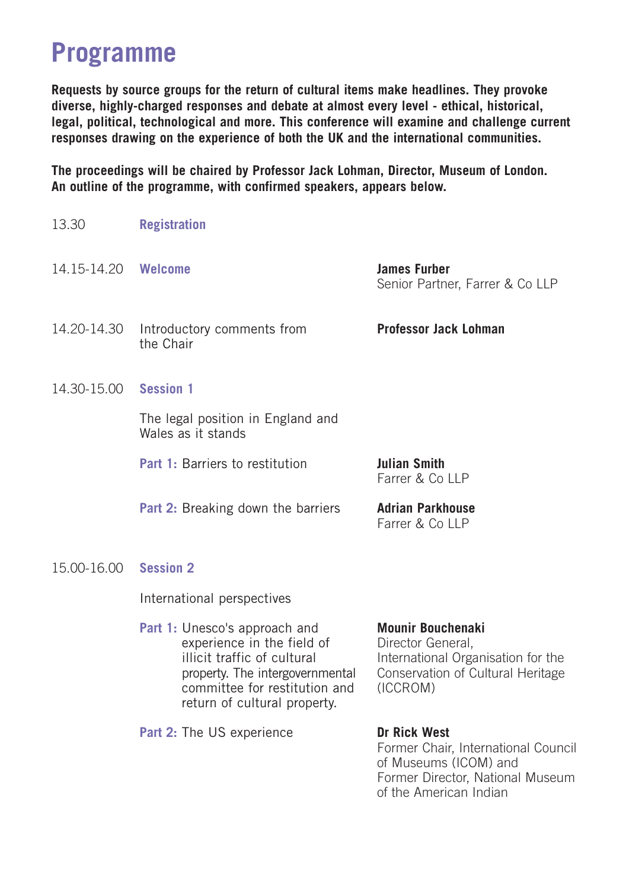# Programme

**Requests by source groups for the return of cultural items make headlines. They provoke diverse, highly-charged responses and debate at almost every level - ethical, historical, legal, political, technological and more. This conference will examine and challenge current responses drawing on the experience of both the UK and the international communities.**

**The proceedings will be chaired by Professor Jack Lohman, Director, Museum of London. An outline of the programme, with confirmed speakers, appears below.**

13.30 **Registration**

14.15-14.20 **Welcome**
**James Furber**
Senior Partner, Farrer & Co LLP

14.20-14.30 Introductory comments from the Chair
**Professor Jack Lohman**

14.30-15.00 **Session 1**

The legal position in England and Wales as it stands

**Part 1:** Barriers to restitution
**Julian Smith**
Farrer & Co LLP

**Part 2:** Breaking down the barriers
**Adrian Parkhouse**
Farrer & Co LLP

15.00-16.00 **Session 2**

International perspectives

**Part 1:** Unesco's approach and experience in the field of illicit traffic of cultural property. The intergovernmental committee for restitution and return of cultural property.
**Mounir Bouchenaki**
Director General,
International Organisation for the Conservation of Cultural Heritage (ICCROM)

**Part 2:** The US experience
**Dr Rick West**
Former Chair, International Council of Museums (ICOM) and
Former Director, National Museum of the American Indian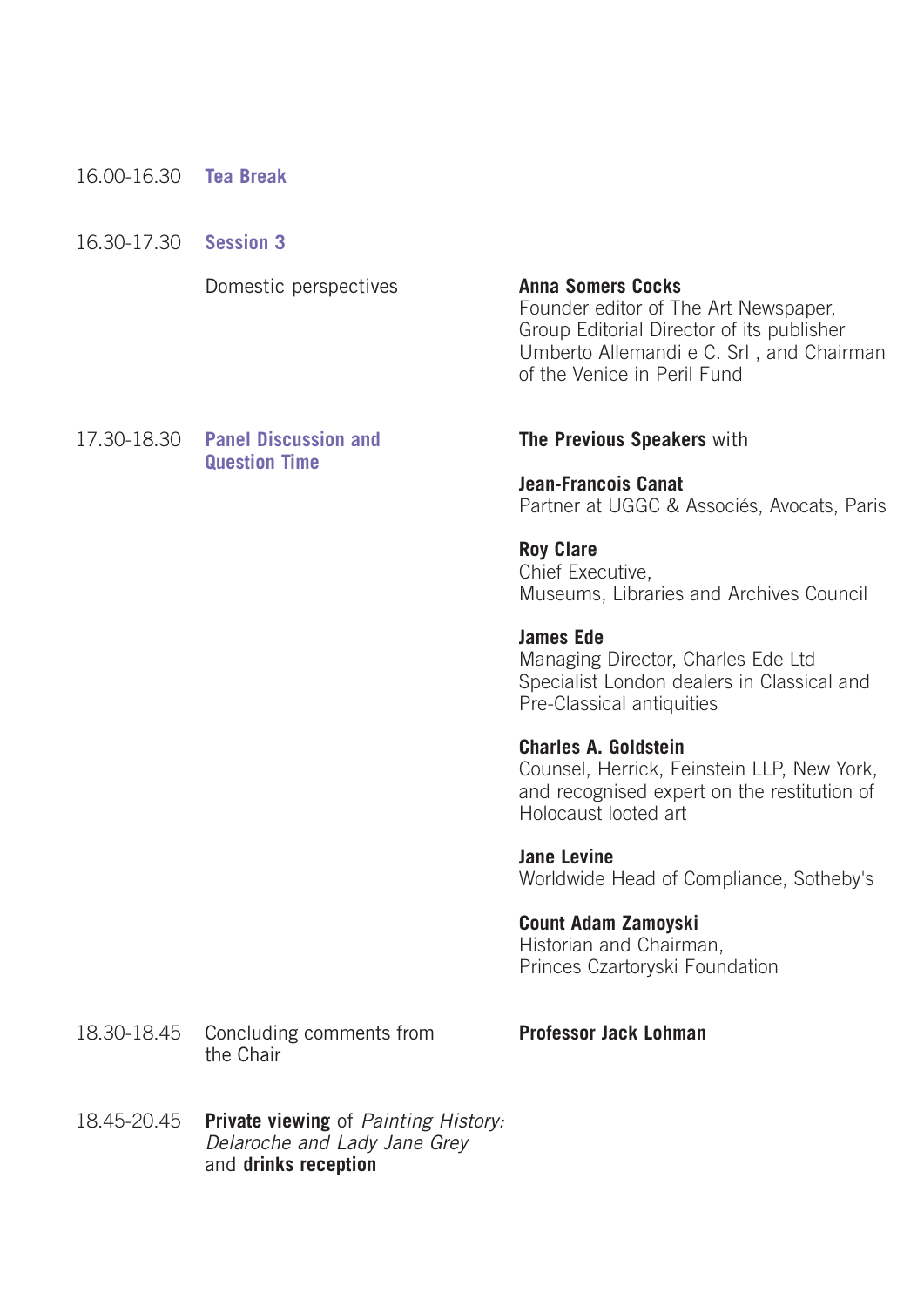16.00-16.30 **Tea Break**

16.30-17.30 **Session 3**

Domestic perspectives

**Anna Somers Cocks**
Founder editor of The Art Newspaper, Group Editorial Director of its publisher Umberto Allemandi e C. Srl , and Chairman of the Venice in Peril Fund

17.30-18.30 **Panel Discussion and Question Time**

**The Previous Speakers** with

**Jean-Francois Canat**
Partner at UGGC & Associés, Avocats, Paris

**Roy Clare**
Chief Executive,
Museums, Libraries and Archives Council

**James Ede**
Managing Director, Charles Ede Ltd
Specialist London dealers in Classical and Pre-Classical antiquities

**Charles A. Goldstein**
Counsel, Herrick, Feinstein LLP, New York, and recognised expert on the restitution of Holocaust looted art

**Jane Levine**
Worldwide Head of Compliance, Sotheby's

**Count Adam Zamoyski**
Historian and Chairman,
Princes Czartoryski Foundation

18.30-18.45 Concluding comments from the Chair

**Professor Jack Lohman**

18.45-20.45 **Private viewing** of *Painting History: Delaroche and Lady Jane Grey* and **drinks reception**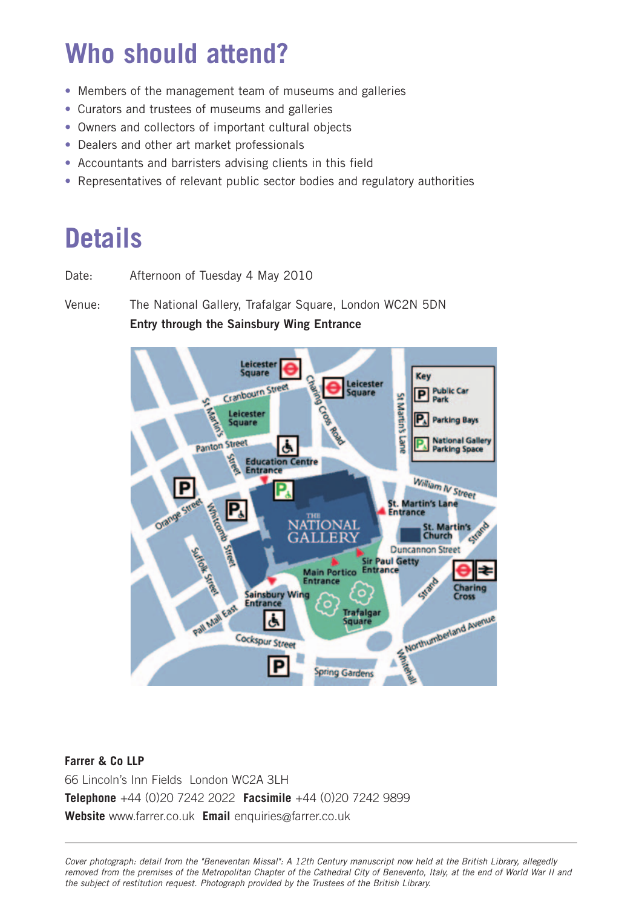# Who should attend?

- Members of the management team of museums and galleries
- Curators and trustees of museums and galleries
- Owners and collectors of important cultural objects
- Dealers and other art market professionals
- Accountants and barristers advising clients in this field
- Representatives of relevant public sector bodies and regulatory authorities

# Details

Date: Afternoon of Tuesday 4 May 2010

Venue: The National Gallery, Trafalgar Square, London WC2N 5DN
**Entry through the Sainsbury Wing Entrance**

**Farrer & Co LLP**
66 Lincoln's Inn Fields London WC2A 3LH
**Telephone** +44 (0)20 7242 2022 **Facsimile** +44 (0)20 7242 9899
**Website** www.farrer.co.uk **Email** enquiries@farrer.co.uk

---

*Cover photograph: detail from the "Beneventan Missal": A 12th Century manuscript now held at the British Library, allegedly removed from the premises of the Metropolitan Chapter of the Cathedral City of Benevento, Italy, at the end of World War II and the subject of restitution request. Photograph provided by the Trustees of the British Library.*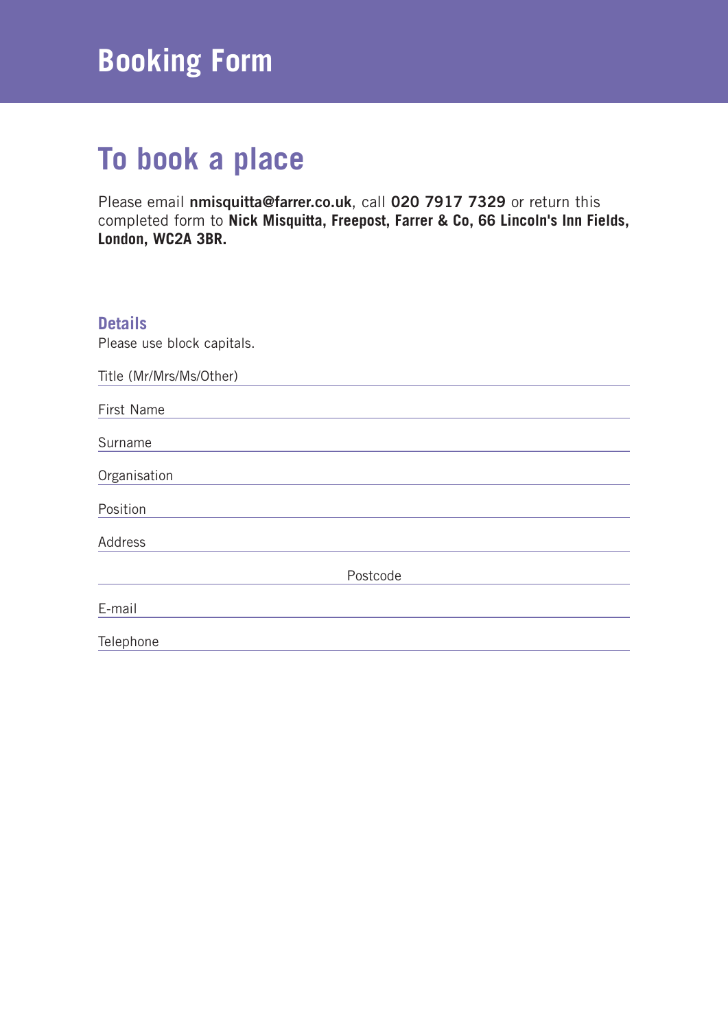# Booking Form

## To book a place

Please email **nmisquitta@farrer.co.uk**, call **020 7917 7329** or return this completed form to **Nick Misquitta, Freepost, Farrer & Co, 66 Lincoln's Inn Fields, London, WC2A 3BR.**

### Details

Please use block capitals.

Title (Mr/Mrs/Ms/Other)

First Name

Surname

Organisation

Position

Address

Postcode

E-mail

Telephone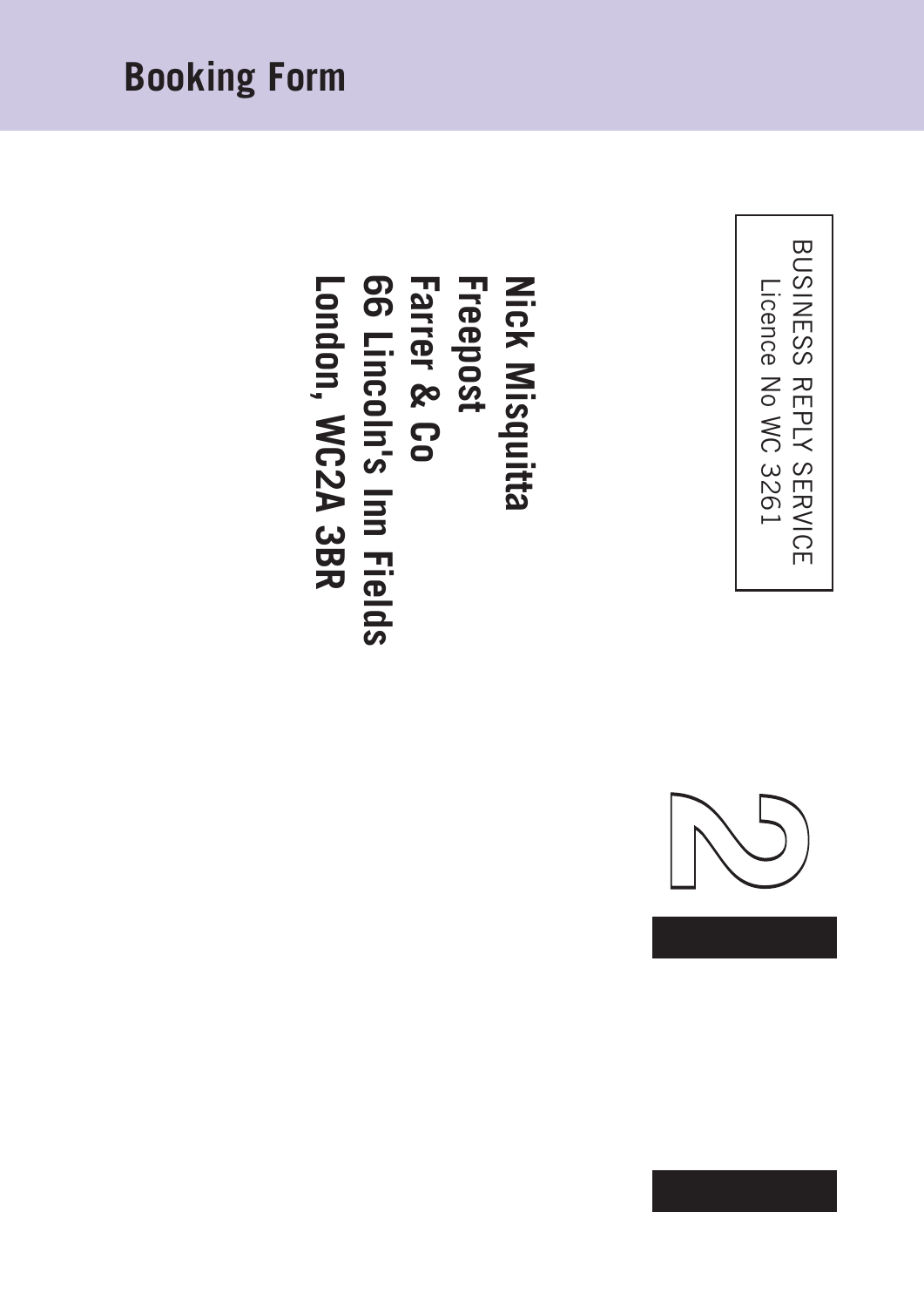# Booking Form

BUSINESS REPLY SERVICE
Licence No WC 3261

**Nick Misquitta**
**Freepost**
**Farrer & Co**
**66 Lincoln's Inn Fields**
**London, WC2A 3BR**